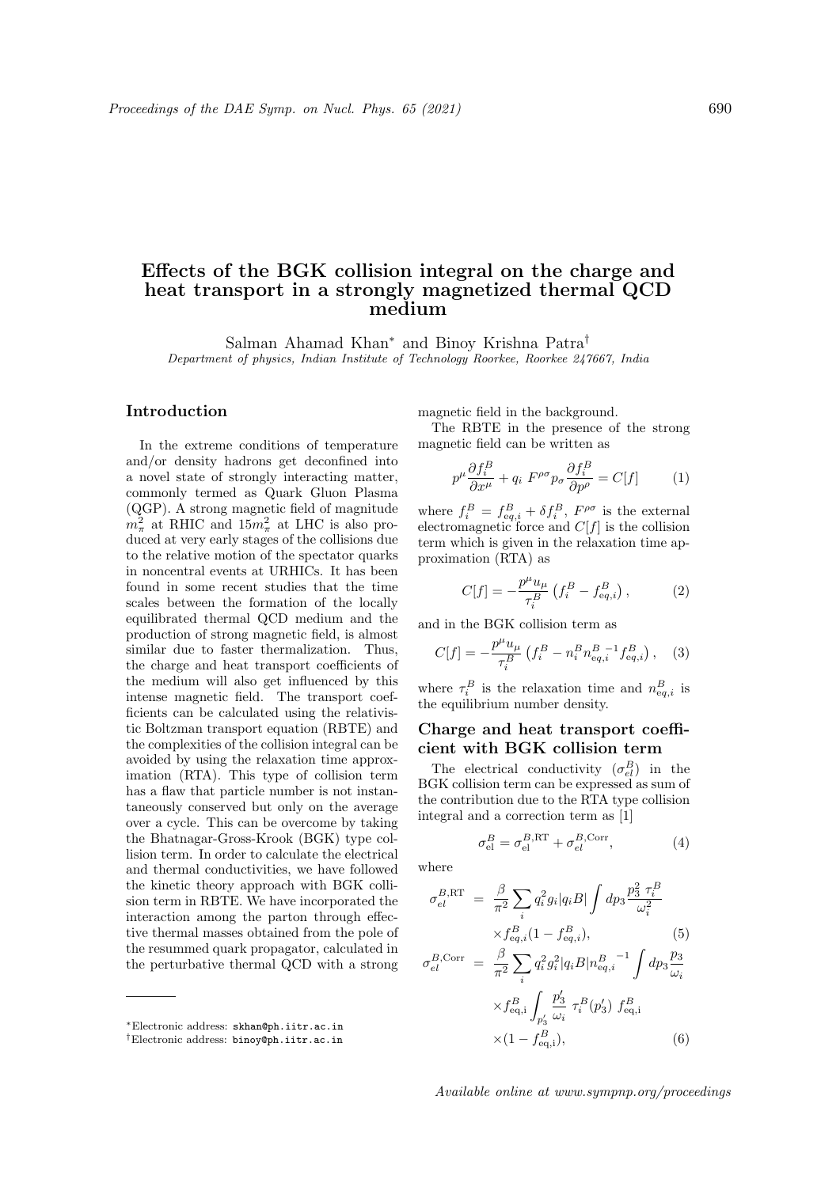# Effects of the BGK collision integral on the charge and heat transport in a strongly magnetized thermal QCD medium

Salman Ahamad Khan* and Binoy Krishna Patra†

*Department of physics, Indian Institute of Technology Roorkee, Roorkee 247667, India*

## Introduction

In the extreme conditions of temperature and/or density hadrons get deconfined into a novel state of strongly interacting matter, commonly termed as Quark Gluon Plasma (QGP). A strong magnetic field of magnitude $m_\pi^2$ at RHIC and $15 m_\pi^2$ at LHC is also produced at very early stages of the collisions due to the relative motion of the spectator quarks in noncentral events at URHICs. It has been found in some recent studies that the time scales between the formation of the locally equilibrated thermal QCD medium and the production of strong magnetic field, is almost similar due to faster thermalization. Thus, the charge and heat transport coefficients of the medium will also get influenced by this intense magnetic field. The transport coefficients can be calculated using the relativistic Boltzman transport equation (RBTE) and the complexities of the collision integral can be avoided by using the relaxation time approximation (RTA). This type of collision term has a flaw that particle number is not instantaneously conserved but only on the average over a cycle. This can be overcome by taking the Bhatnagar-Gross-Krook (BGK) type collision term. In order to calculate the electrical and thermal conductivities, we have followed the kinetic theory approach with BGK collision term in RBTE. We have incorporated the interaction among the parton through effective thermal masses obtained from the pole of the resummed quark propagator, calculated in the perturbative thermal QCD with a strong magnetic field in the background.

The RBTE in the presence of the strong magnetic field can be written as

$$p^\mu \frac{\partial f_i^B}{\partial x^\mu} + q_i \; F^{\rho\sigma} p_\sigma \frac{\partial f_i^B}{\partial p^\rho} = C[f] \qquad (1)$$

where $f_i^B = f_{eq,i}^B + \delta f_i^B$, $F^{\rho\sigma}$ is the external electromagnetic force and $C[f]$ is the collision term which is given in the relaxation time approximation (RTA) as

$$C[f] = -\frac{p^\mu u_\mu}{\tau_i^B}\left(f_i^B - f_{\mathrm{eq},i}^B\right), \qquad (2)$$

and in the BGK collision term as

$$C[f] = -\frac{p^\mu u_\mu}{\tau_i^B}\left(f_i^B - n_i^B {n_{\mathrm{eq},i}^B}^{-1} f_{\mathrm{eq},i}^B\right), \quad (3)$$

where $\tau_i^B$ is the relaxation time and $n_{\mathrm{eq},i}^B$ is the equilibrium number density.

## Charge and heat transport coefficient with BGK collision term

The electrical conductivity ($\sigma_{el}^B$) in the BGK collision term can be expressed as sum of the contribution due to the RTA type collision integral and a correction term as [1]

$$\sigma_{\mathrm{el}}^B = \sigma_{\mathrm{el}}^{B,\mathrm{RT}} + \sigma_{el}^{B,\mathrm{Corr}}, \qquad (4)$$

where

$$\begin{aligned}
\sigma_{el}^{B,\mathrm{RT}} &= \frac{\beta}{\pi^2}\sum_i q_i^2 g_i |q_i B| \int dp_3 \frac{p_3^2}{\omega_i^2}\frac{\tau_i^B}{} \\
&\quad \times f_{\mathrm{eq},i}^B (1 - f_{\mathrm{eq},i}^B), \qquad (5)\\
\sigma_{el}^{B,\mathrm{Corr}} &= \frac{\beta}{\pi^2}\sum_i q_i^2 g_i^2 |q_i B| {n_{\mathrm{eq},i}^B}^{-1} \int dp_3 \frac{p_3}{\omega_i} \\
&\quad \times f_{\mathrm{eq,i}}^B \int_{p_3'} \frac{p_3'}{\omega_i}\; \tau_i^B(p_3')\; f_{\mathrm{eq,i}}^B \\
&\quad \times (1 - f_{\mathrm{eq,i}}^B), \qquad (6)
\end{aligned}$$

---

*Electronic address: skhan@ph.iitr.ac.in

†Electronic address: binoy@ph.iitr.ac.in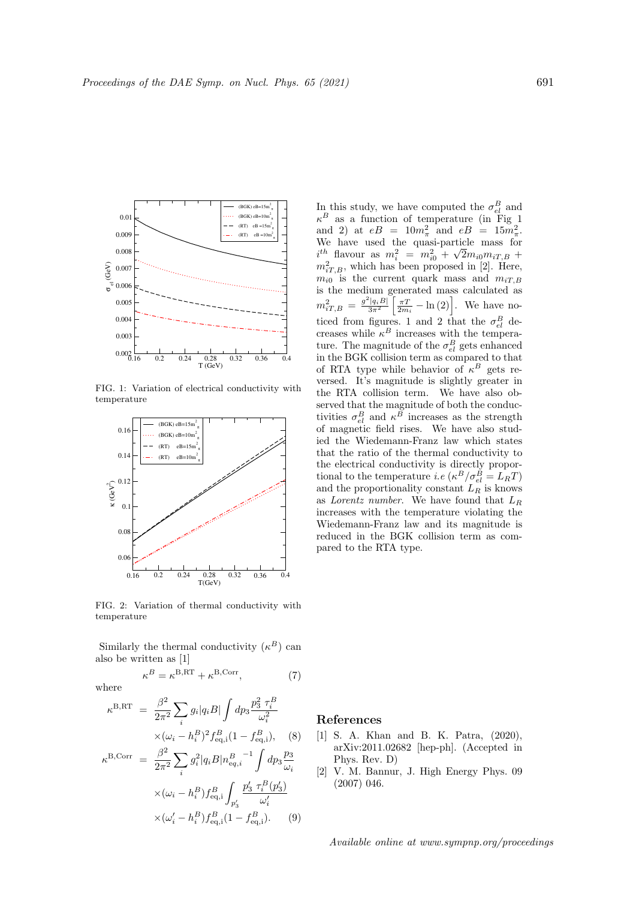(BGK) eB=15m$_\pi^2$
(BGK) eB=10m$_\pi^2$
(RT) eB=15m$_\pi^2$
(RT) eB=10m$_\pi^2$

σ$_{el}$ (GeV)

0.002
0.003
0.004
0.005
0.006
0.007
0.008
0.009
0.01

0.16 0.2 0.24 0.28 0.32 0.36 0.4

T (GeV)

FIG. 1: Variation of electrical conductivity with temperature

(BGK) eB=15m$_\pi^2$
(BGK) eB=10m$_\pi^2$
(RT) eB=15m$_\pi^2$
(RT) eB=10m$_\pi^2$

κ (GeV$^2$)

0.06
0.08
0.1
0.12
0.14
0.16

0.16 0.2 0.24 0.28 0.32 0.36 0.4

T(GeV)

FIG. 2: Variation of thermal conductivity with temperature

Similarly the thermal conductivity ($\kappa^B$) can also be written as [1]

$$\kappa^B = \kappa^{\mathrm{B,RT}} + \kappa^{\mathrm{B,Corr}}, \tag{7}$$

where

$$\begin{aligned}
\kappa^{\mathrm{B,RT}} &= \frac{\beta^2}{2\pi^2}\sum_i g_i|q_iB|\int dp_3 \frac{p_3^2\ \tau_i^B}{\omega_i^2} \\
&\quad \times(\omega_i - h_i^B)^2 f^B_{\mathrm{eq,i}}(1-f^B_{\mathrm{eq,i}}), \qquad (8)\\
\kappa^{\mathrm{B,Corr}} &= \frac{\beta^2}{2\pi^2}\sum_i g_i^2|q_iB| {n^B_{eq,i}}^{-1}\int dp_3 \frac{p_3}{\omega_i} \\
&\quad \times(\omega_i - h_i^B) f^B_{\mathrm{eq,i}} \int_{p_3'} \frac{p_3'\ \tau_i^B(p_3')}{\omega_i'} \\
&\quad \times(\omega_i' - h_i^B) f^B_{\mathrm{eq,i}}(1-f^B_{\mathrm{eq,i}}). \qquad (9)
\end{aligned}$$

In this study, we have computed the $\sigma_{el}^B$ and $\kappa^B$ as a function of temperature (in Fig 1 and 2) at $eB = 10m_\pi^2$ and $eB = 15m_\pi^2$. We have used the quasi-particle mass for $i^{th}$ flavour as $m_i^2 = m_{i0}^2 + \sqrt{2}m_{i0}m_{iT,B} + m_{iT,B}^2$, which has been proposed in [2]. Here, $m_{i0}$ is the current quark mass and $m_{iT,B}$ is the medium generated mass calculated as $m_{iT,B}^2 = \frac{g^2|q_iB|}{3\pi^2}\left[\frac{\pi T}{2m_i} - \ln(2)\right]$. We have noticed from figures. 1 and 2 that the $\sigma_{el}^B$ decreases while $\kappa^B$ increases with the temperature. The magnitude of the $\sigma_{el}^B$ gets enhanced in the BGK collision term as compared to that of RTA type while behavior of $\kappa^B$ gets reversed. It's magnitude is slightly greater in the RTA collision term. We have also observed that the magnitude of both the conductivities $\sigma_{el}^B$ and $\kappa^B$ increases as the strength of magnetic field rises. We have also studied the Wiedemann-Franz law which states that the ratio of the thermal conductivity to the electrical conductivity is directly proportional to the temperature *i.e* ($\kappa^B/\sigma_{el}^B = L_R T$) and the proportionality constant $L_R$ is knows as *Lorentz number*. We have found that $L_R$ increases with the temperature violating the Wiedemann-Franz law and its magnitude is reduced in the BGK collision term as compared to the RTA type.

## References

[1] S. A. Khan and B. K. Patra, (2020), arXiv:2011.02682 [hep-ph]. (Accepted in Phys. Rev. D)

[2] V. M. Bannur, J. High Energy Phys. 09 (2007) 046.